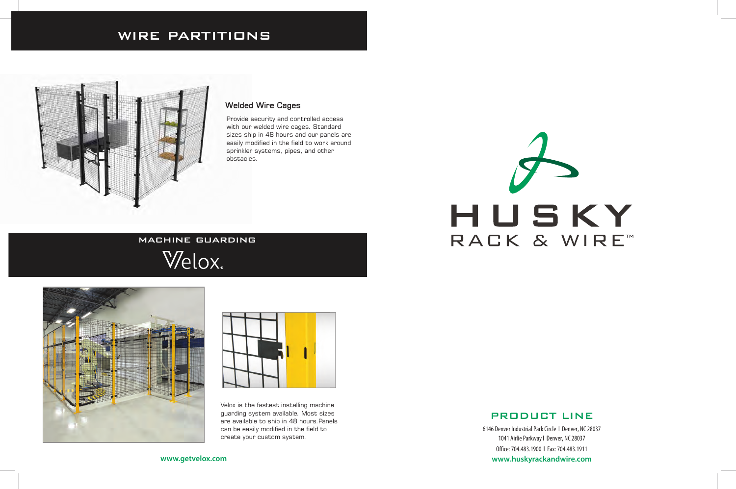# WIRE PARTITIONS

### Welded Wire Cages

Provide security and controlled access with our welded wire cages. Standard sizes ship in 48 hours and our panels are easily modified in the field to work around sprinkler systems, pipes, and other obstacles.

# MACHINE GUARDING

## Velox.

Velox is the fastest installing machine guarding system available. Most sizes are available to ship in 48 hours. Panels can be easily modified in the field to create your custom system.

**www.getvelox.com**

# HUSKY
## RACK & WIRE™

## PRODUCT LINE

6146 Denver Industrial Park Circle | Denver, NC 28037
1041 Airlie Parkway | Denver, NC 28037
Office: 704.483.1900 | Fax: 704.483.1911
**www.huskyrackandwire.com**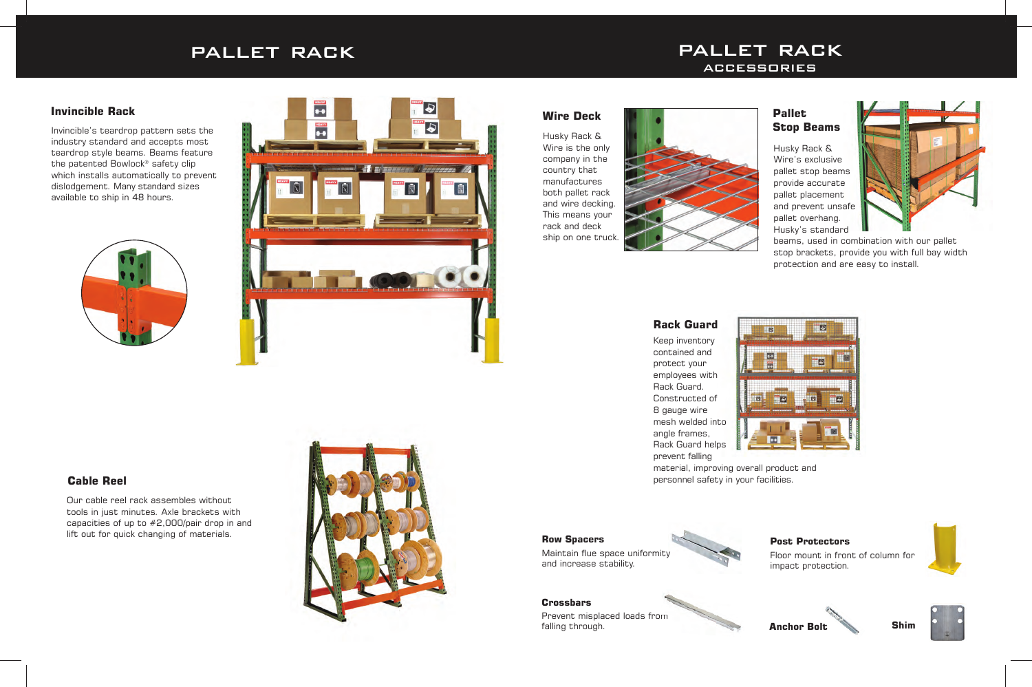# PALLET RACK

## Invincible Rack

Invincible's teardrop pattern sets the industry standard and accepts most teardrop style beams. Beams feature the patented Bowlock® safety clip which installs automatically to prevent dislodgement. Many standard sizes available to ship in 48 hours.

## Cable Reel

Our cable reel rack assembles without tools in just minutes. Axle brackets with capacities of up to #2,000/pair drop in and lift out for quick changing of materials.

# PALLET RACK ACCESSORIES

## Wire Deck

Husky Rack & Wire is the only company in the country that manufactures both pallet rack and wire decking. This means your rack and deck ship on one truck.

## Pallet Stop Beams

Husky Rack & Wire's exclusive pallet stop beams provide accurate pallet placement and prevent unsafe pallet overhang. Husky's standard beams, used in combination with our pallet stop brackets, provide you with full bay width protection and are easy to install.

## Rack Guard

Keep inventory contained and protect your employees with Rack Guard. Constructed of 8 gauge wire mesh welded into angle frames, Rack Guard helps prevent falling material, improving overall product and personnel safety in your facilities.

### Row Spacers

Maintain flue space uniformity and increase stability.

### Post Protectors

Floor mount in front of column for impact protection.

### Crossbars

Prevent misplaced loads from falling through.

### Anchor Bolt

### Shim